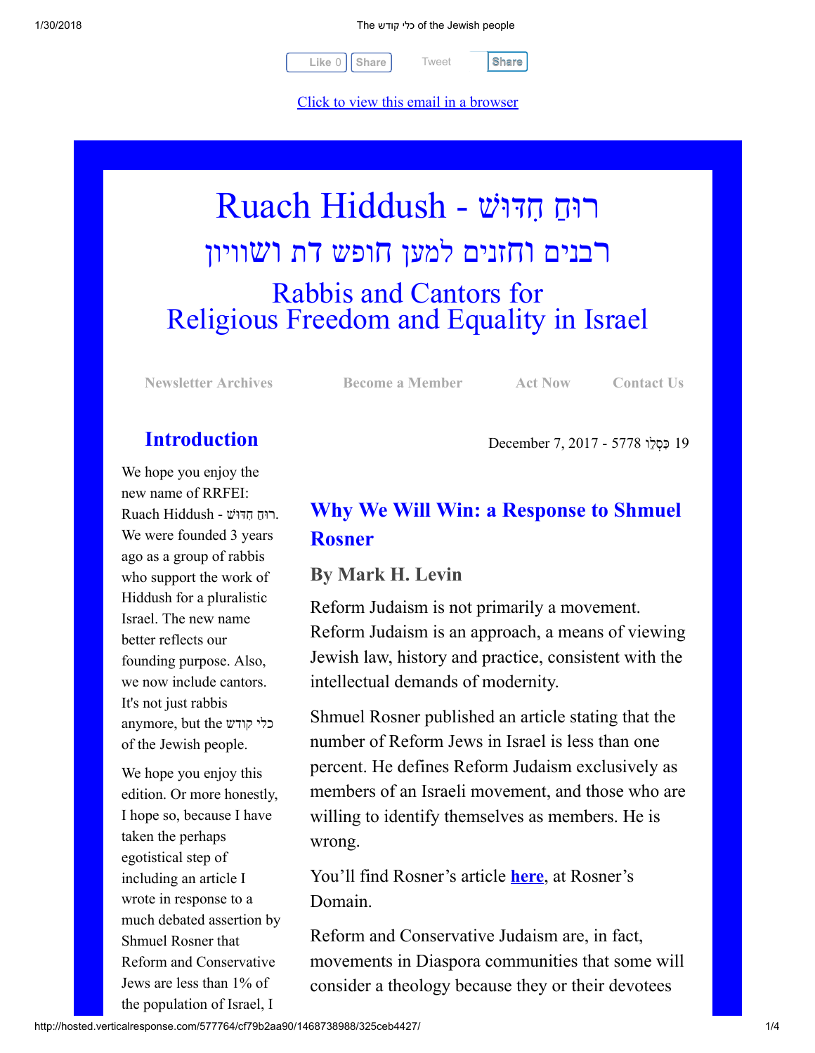Like 0 | Share | Tweet | Share

Click to view this email in a browser

# Ruach Hiddush - רוּחַ חִדּוּשׁ

# רבנים וחזנים למען חופש דת ושוויון

# Rabbis and Cantors for Religious Freedom and Equality in Israel

Newsletter Archives | Become a Member | Act Now | Contact Us

## Introduction

We hope you enjoy the new name of RRFEI: Ruach Hiddush - רוּחַ חִדּוּשׁ. We were founded 3 years ago as a group of rabbis who support the work of Hiddush for a pluralistic Israel. The new name better reflects our founding purpose. Also, we now include cantors. It's not just rabbis anymore, but the כלי קודש of the Jewish people.

We hope you enjoy this edition. Or more honestly, I hope so, because I have taken the perhaps egotistical step of including an article I wrote in response to a much debated assertion by Shmuel Rosner that Reform and Conservative Jews are less than 1% of the population of Israel, I

December 7, 2017 - 5778 19 כִּסְלֵו

## Why We Will Win: a Response to Shmuel Rosner

### By Mark H. Levin

Reform Judaism is not primarily a movement. Reform Judaism is an approach, a means of viewing Jewish law, history and practice, consistent with the intellectual demands of modernity.

Shmuel Rosner published an article stating that the number of Reform Jews in Israel is less than one percent. He defines Reform Judaism exclusively as members of an Israeli movement, and those who are willing to identify themselves as members. He is wrong.

You'll find Rosner's article **here**, at Rosner's Domain.

Reform and Conservative Judaism are, in fact, movements in Diaspora communities that some will consider a theology because they or their devotees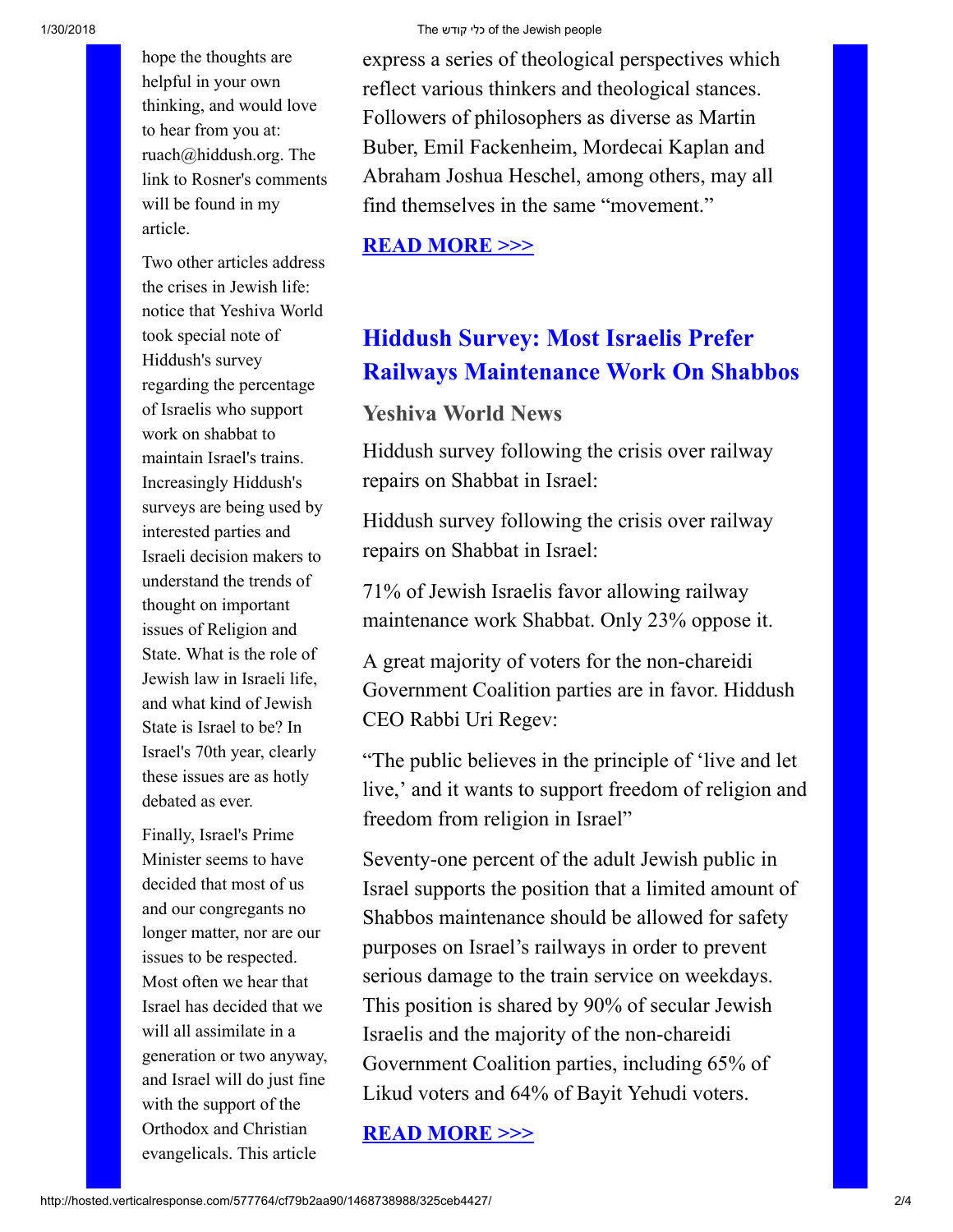hope the thoughts are helpful in your own thinking, and would love to hear from you at: ruach@hiddush.org. The link to Rosner's comments will be found in my article.

Two other articles address the crises in Jewish life: notice that Yeshiva World took special note of Hiddush's survey regarding the percentage of Israelis who support work on shabbat to maintain Israel's trains. Increasingly Hiddush's surveys are being used by interested parties and Israeli decision makers to understand the trends of thought on important issues of Religion and State. What is the role of Jewish law in Israeli life, and what kind of Jewish State is Israel to be? In Israel's 70th year, clearly these issues are as hotly debated as ever.

Finally, Israel's Prime Minister seems to have decided that most of us and our congregants no longer matter, nor are our issues to be respected. Most often we hear that Israel has decided that we will all assimilate in a generation or two anyway, and Israel will do just fine with the support of the Orthodox and Christian evangelicals. This article

express a series of theological perspectives which reflect various thinkers and theological stances. Followers of philosophers as diverse as Martin Buber, Emil Fackenheim, Mordecai Kaplan and Abraham Joshua Heschel, among others, may all find themselves in the same "movement."

**READ MORE >>>**

## Hiddush Survey: Most Israelis Prefer Railways Maintenance Work On Shabbos

### Yeshiva World News

Hiddush survey following the crisis over railway repairs on Shabbat in Israel:

Hiddush survey following the crisis over railway repairs on Shabbat in Israel:

71% of Jewish Israelis favor allowing railway maintenance work Shabbat. Only 23% oppose it.

A great majority of voters for the non-chareidi Government Coalition parties are in favor. Hiddush CEO Rabbi Uri Regev:

"The public believes in the principle of 'live and let live,' and it wants to support freedom of religion and freedom from religion in Israel"

Seventy-one percent of the adult Jewish public in Israel supports the position that a limited amount of Shabbos maintenance should be allowed for safety purposes on Israel's railways in order to prevent serious damage to the train service on weekdays. This position is shared by 90% of secular Jewish Israelis and the majority of the non-chareidi Government Coalition parties, including 65% of Likud voters and 64% of Bayit Yehudi voters.

**READ MORE >>>**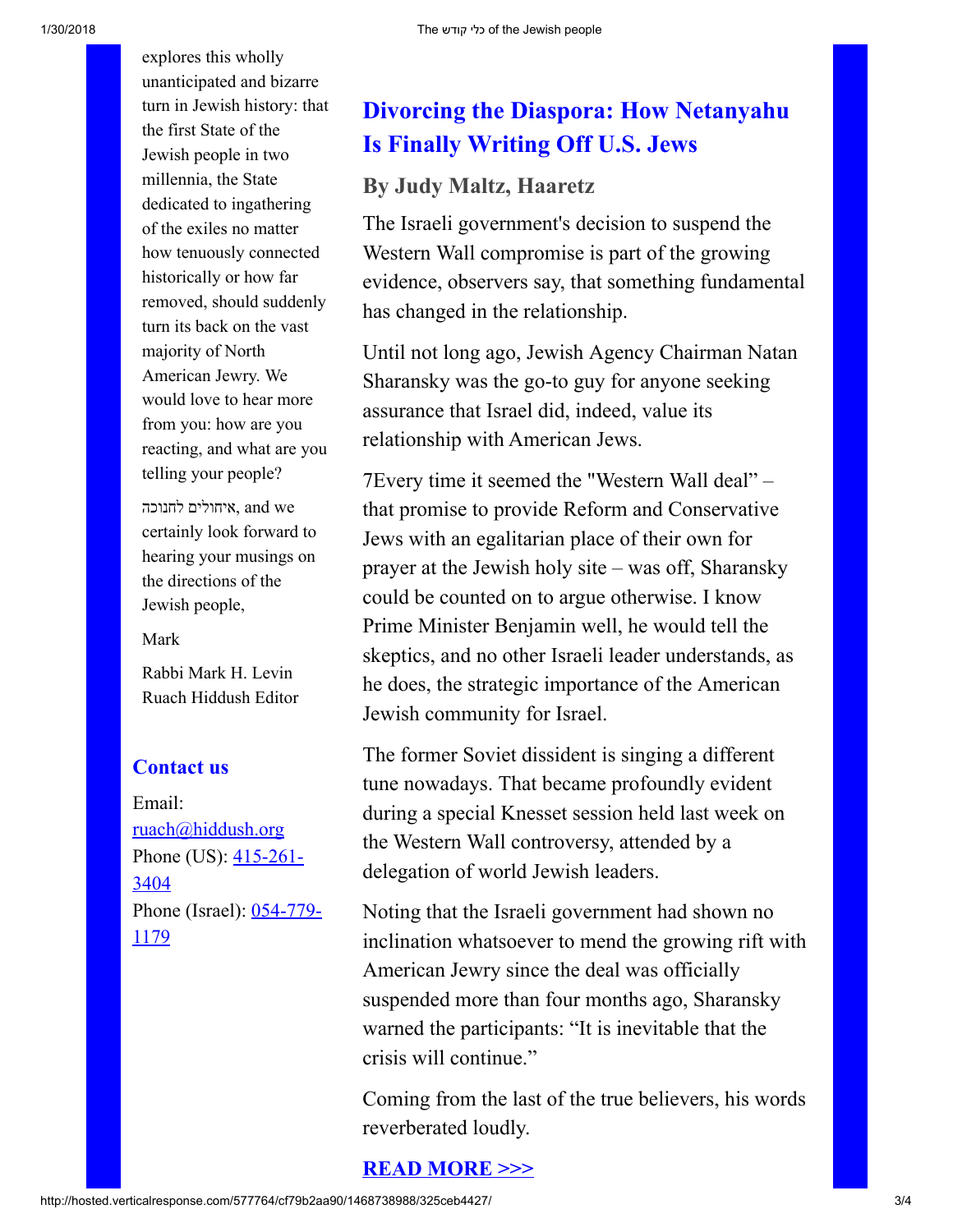explores this wholly unanticipated and bizarre turn in Jewish history: that the first State of the Jewish people in two millennia, the State dedicated to ingathering of the exiles no matter how tenuously connected historically or how far removed, should suddenly turn its back on the vast majority of North American Jewry. We would love to hear more from you: how are you reacting, and what are you telling your people?

איחולים לחנוכה, and we certainly look forward to hearing your musings on the directions of the Jewish people,

Mark

Rabbi Mark H. Levin
Ruach Hiddush Editor

## Contact us

Email: [ruach@hiddush.org](mailto:ruach@hiddush.org)
Phone (US): 415-261-3404
Phone (Israel): 054-779-1179

## Divorcing the Diaspora: How Netanyahu Is Finally Writing Off U.S. Jews

### By Judy Maltz, Haaretz

The Israeli government's decision to suspend the Western Wall compromise is part of the growing evidence, observers say, that something fundamental has changed in the relationship.

Until not long ago, Jewish Agency Chairman Natan Sharansky was the go-to guy for anyone seeking assurance that Israel did, indeed, value its relationship with American Jews.

7Every time it seemed the "Western Wall deal" – that promise to provide Reform and Conservative Jews with an egalitarian place of their own for prayer at the Jewish holy site – was off, Sharansky could be counted on to argue otherwise. I know Prime Minister Benjamin well, he would tell the skeptics, and no other Israeli leader understands, as he does, the strategic importance of the American Jewish community for Israel.

The former Soviet dissident is singing a different tune nowadays. That became profoundly evident during a special Knesset session held last week on the Western Wall controversy, attended by a delegation of world Jewish leaders.

Noting that the Israeli government had shown no inclination whatsoever to mend the growing rift with American Jewry since the deal was officially suspended more than four months ago, Sharansky warned the participants: "It is inevitable that the crisis will continue."

Coming from the last of the true believers, his words reverberated loudly.

**READ MORE >>>**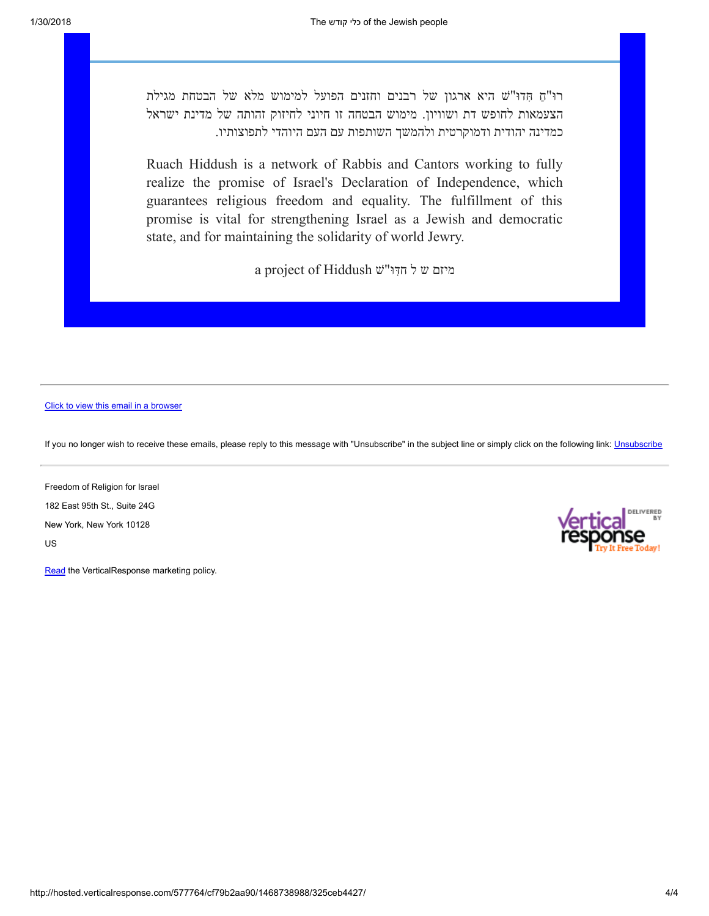רו"חַ חִדּוּ"ש היא ארגון של רבנים וחזנים הפועל למימוש מלא של הבטחת מגילת הצעמאות לחופש דת ושוויון. מימוש הבטחה זו חיוני לחיזוק זהותה של מדינת ישראל כמדינה יהודית ודמוקרטית ולהמשך השותפות עם העם היהודי לתפוצותיו.

Ruach Hiddush is a network of Rabbis and Cantors working to fully realize the promise of Israel's Declaration of Independence, which guarantees religious freedom and equality. The fulfillment of this promise is vital for strengthening Israel as a Jewish and democratic state, and for maintaining the solidarity of world Jewry.

a project of Hiddush מיזם ש ל חִדּוּ"ש

---

[Click to view this email in a browser]

If you no longer wish to receive these emails, please reply to this message with "Unsubscribe" in the subject line or simply click on the following link: [Unsubscribe]

---

Freedom of Religion for Israel

182 East 95th St., Suite 24G

New York, New York 10128

US

[Read] the VerticalResponse marketing policy.

Vertical response DELIVERED BY Try It Free Today!